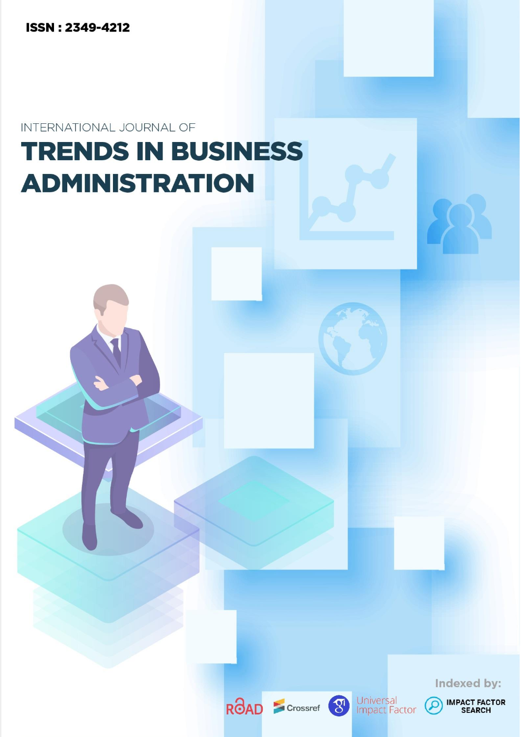ISSN : 2349-4212

INTERNATIONAL JOURNAL OF

# TRENDS IN BUSINESS ADMINISTRATION

Indexed by:

ROAD Crossref Universal Impact Factor IMPACT FACTOR SEARCH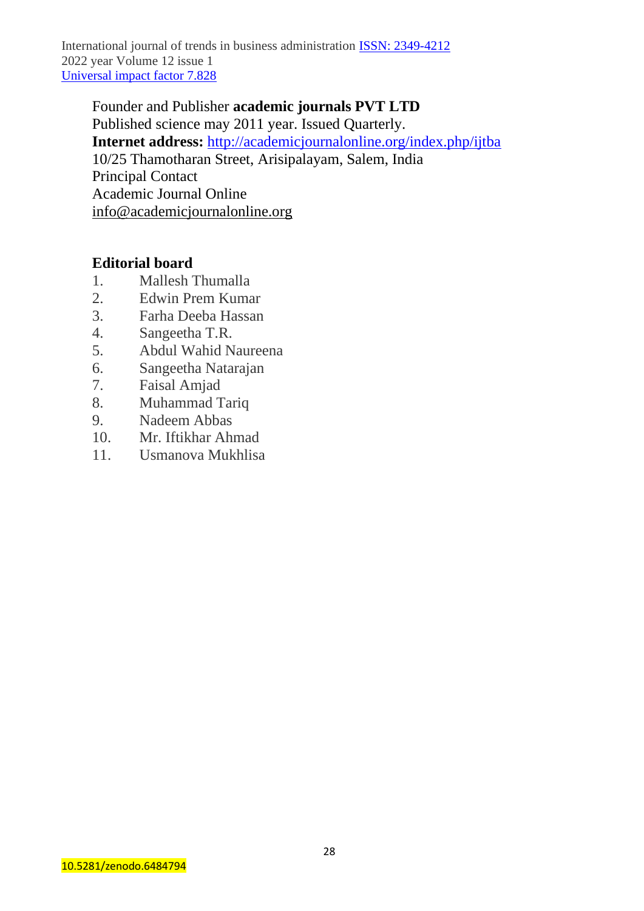Founder and Publisher **academic journals PVT LTD**
Published science may 2011 year. Issued Quarterly.
**Internet address:** http://academicjournalonline.org/index.php/ijtba
10/25 Thamotharan Street, Arisipalayam, Salem, India
Principal Contact
Academic Journal Online
info@academicjournalonline.org

**Editorial board**

1. Mallesh Thumalla
2. Edwin Prem Kumar
3. Farha Deeba Hassan
4. Sangeetha T.R.
5. Abdul Wahid Naureena
6. Sangeetha Natarajan
7. Faisal Amjad
8. Muhammad Tariq
9. Nadeem Abbas
10. Mr. Iftikhar Ahmad
11. Usmanova Mukhlisa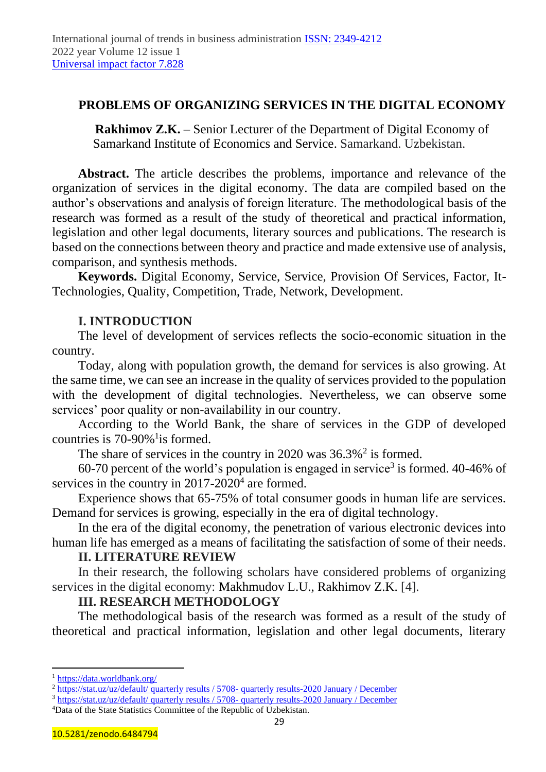## PROBLEMS OF ORGANIZING SERVICES IN THE DIGITAL ECONOMY

**Rakhimov Z.K.** – Senior Lecturer of the Department of Digital Economy of Samarkand Institute of Economics and Service. Samarkand. Uzbekistan.

**Abstract.** The article describes the problems, importance and relevance of the organization of services in the digital economy. The data are compiled based on the author's observations and analysis of foreign literature. The methodological basis of the research was formed as a result of the study of theoretical and practical information, legislation and other legal documents, literary sources and publications. The research is based on the connections between theory and practice and made extensive use of analysis, comparison, and synthesis methods.

**Keywords.** Digital Economy, Service, Service, Provision Of Services, Factor, It-Technologies, Quality, Competition, Trade, Network, Development.

### I. INTRODUCTION

The level of development of services reflects the socio-economic situation in the country.

Today, along with population growth, the demand for services is also growing. At the same time, we can see an increase in the quality of services provided to the population with the development of digital technologies. Nevertheless, we can observe some services' poor quality or non-availability in our country.

According to the World Bank, the share of services in the GDP of developed countries is 70-90%[1]is formed.

The share of services in the country in 2020 was 36.3%[2] is formed.

60-70 percent of the world's population is engaged in service[3] is formed. 40-46% of services in the country in 2017-2020[4] are formed.

Experience shows that 65-75% of total consumer goods in human life are services. Demand for services is growing, especially in the era of digital technology.

In the era of the digital economy, the penetration of various electronic devices into human life has emerged as a means of facilitating the satisfaction of some of their needs.

### II. LITERATURE REVIEW

In their research, the following scholars have considered problems of organizing services in the digital economy: Makhmudov L.U., Rakhimov Z.K. [4].

### III. RESEARCH METHODOLOGY

The methodological basis of the research was formed as a result of the study of theoretical and practical information, legislation and other legal documents, literary

---

[1] https://data.worldbank.org/

[2] https://stat.uz/uz/default/ quarterly results / 5708- quarterly results-2020 January / December

[3] https://stat.uz/uz/default/ quarterly results / 5708- quarterly results-2020 January / December

[4] Data of the State Statistics Committee of the Republic of Uzbekistan.

10.5281/zenodo.6484794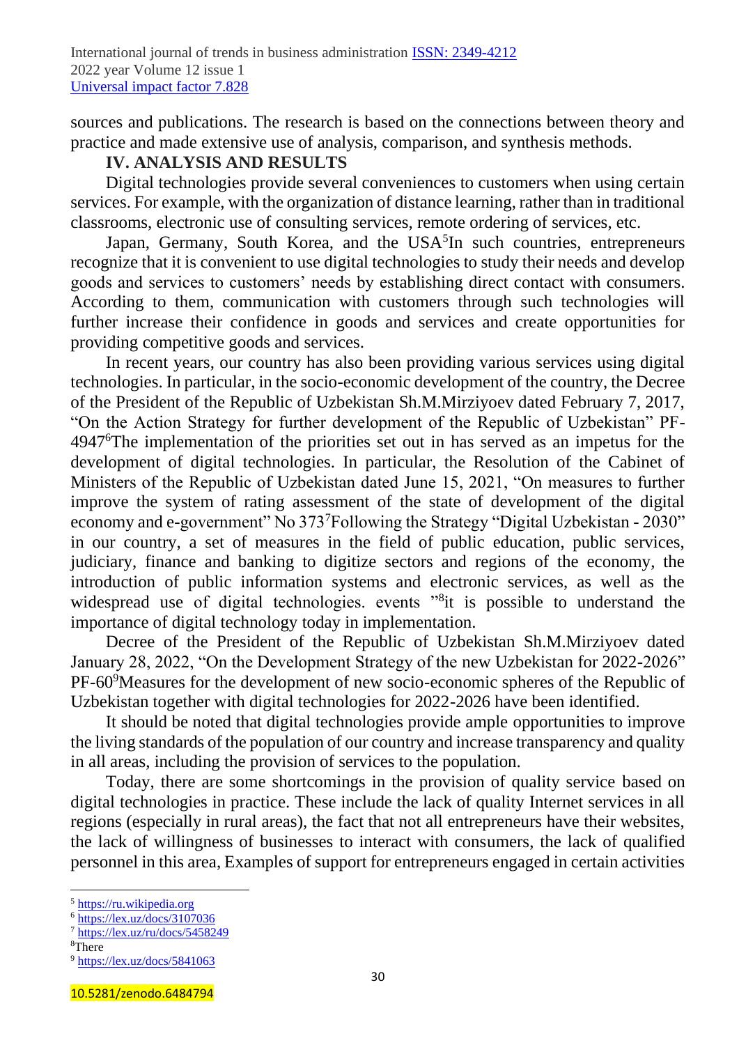sources and publications. The research is based on the connections between theory and practice and made extensive use of analysis, comparison, and synthesis methods.

## IV. ANALYSIS AND RESULTS

Digital technologies provide several conveniences to customers when using certain services. For example, with the organization of distance learning, rather than in traditional classrooms, electronic use of consulting services, remote ordering of services, etc.

Japan, Germany, South Korea, and the USA[5]In such countries, entrepreneurs recognize that it is convenient to use digital technologies to study their needs and develop goods and services to customers' needs by establishing direct contact with consumers. According to them, communication with customers through such technologies will further increase their confidence in goods and services and create opportunities for providing competitive goods and services.

In recent years, our country has also been providing various services using digital technologies. In particular, in the socio-economic development of the country, the Decree of the President of the Republic of Uzbekistan Sh.M.Mirziyoev dated February 7, 2017, "On the Action Strategy for further development of the Republic of Uzbekistan" PF-4947[6]The implementation of the priorities set out in has served as an impetus for the development of digital technologies. In particular, the Resolution of the Cabinet of Ministers of the Republic of Uzbekistan dated June 15, 2021, "On measures to further improve the system of rating assessment of the state of development of the digital economy and e-government" No 373[7]Following the Strategy "Digital Uzbekistan - 2030" in our country, a set of measures in the field of public education, public services, judiciary, finance and banking to digitize sectors and regions of the economy, the introduction of public information systems and electronic services, as well as the widespread use of digital technologies. events "[8]it is possible to understand the importance of digital technology today in implementation.

Decree of the President of the Republic of Uzbekistan Sh.M.Mirziyoev dated January 28, 2022, "On the Development Strategy of the new Uzbekistan for 2022-2026" PF-60[9]Measures for the development of new socio-economic spheres of the Republic of Uzbekistan together with digital technologies for 2022-2026 have been identified.

It should be noted that digital technologies provide ample opportunities to improve the living standards of the population of our country and increase transparency and quality in all areas, including the provision of services to the population.

Today, there are some shortcomings in the provision of quality service based on digital technologies in practice. These include the lack of quality Internet services in all regions (especially in rural areas), the fact that not all entrepreneurs have their websites, the lack of willingness of businesses to interact with consumers, the lack of qualified personnel in this area, Examples of support for entrepreneurs engaged in certain activities

---

[5] https://ru.wikipedia.org

[6] https://lex.uz/docs/3107036

[7] https://lex.uz/ru/docs/5458249

[8] There

[9] https://lex.uz/docs/5841063

10.5281/zenodo.6484794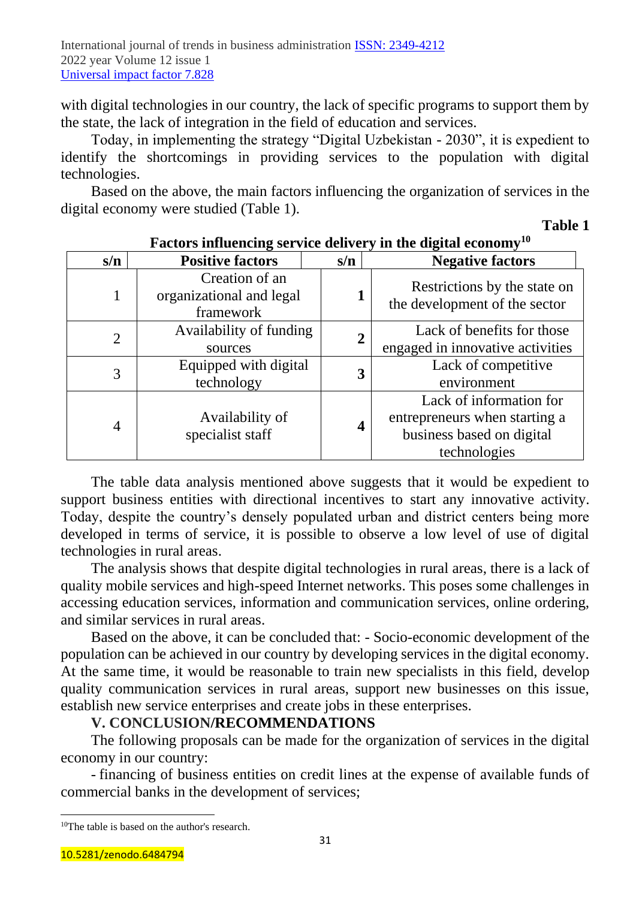with digital technologies in our country, the lack of specific programs to support them by the state, the lack of integration in the field of education and services.

Today, in implementing the strategy "Digital Uzbekistan - 2030", it is expedient to identify the shortcomings in providing services to the population with digital technologies.

Based on the above, the main factors influencing the organization of services in the digital economy were studied (Table 1).

**Table 1**

**Factors influencing service delivery in the digital economy**[10]

| s/n | Positive factors | s/n | Negative factors |
|---|---|---|---|
| 1 | Creation of an organizational and legal framework | **1** | Restrictions by the state on the development of the sector |
| 2 | Availability of funding sources | **2** | Lack of benefits for those engaged in innovative activities |
| 3 | Equipped with digital technology | **3** | Lack of competitive environment |
| 4 | Availability of specialist staff | **4** | Lack of information for entrepreneurs when starting a business based on digital technologies |

The table data analysis mentioned above suggests that it would be expedient to support business entities with directional incentives to start any innovative activity. Today, despite the country's densely populated urban and district centers being more developed in terms of service, it is possible to observe a low level of use of digital technologies in rural areas.

The analysis shows that despite digital technologies in rural areas, there is a lack of quality mobile services and high-speed Internet networks. This poses some challenges in accessing education services, information and communication services, online ordering, and similar services in rural areas.

Based on the above, it can be concluded that: - Socio-economic development of the population can be achieved in our country by developing services in the digital economy. At the same time, it would be reasonable to train new specialists in this field, develop quality communication services in rural areas, support new businesses on this issue, establish new service enterprises and create jobs in these enterprises.

## V. CONCLUSION/RECOMMENDATIONS

The following proposals can be made for the organization of services in the digital economy in our country:

- financing of business entities on credit lines at the expense of available funds of commercial banks in the development of services;

[10] The table is based on the author's research.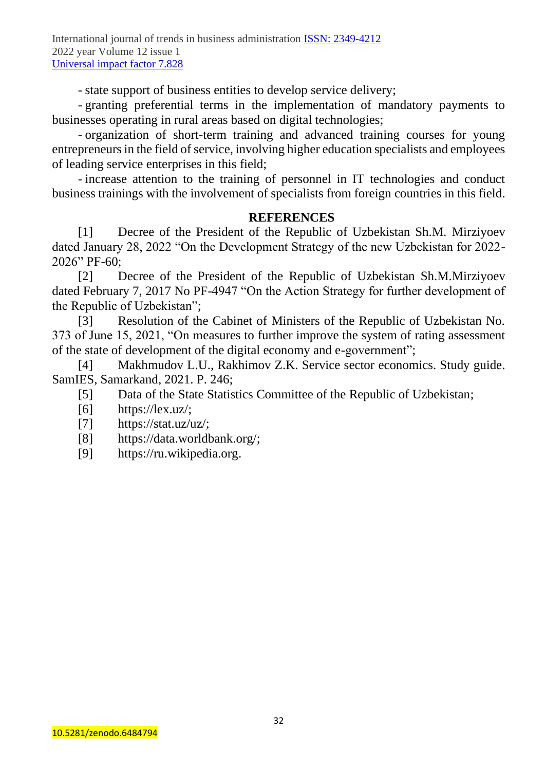- state support of business entities to develop service delivery;
- granting preferential terms in the implementation of mandatory payments to businesses operating in rural areas based on digital technologies;
- organization of short-term training and advanced training courses for young entrepreneurs in the field of service, involving higher education specialists and employees of leading service enterprises in this field;
- increase attention to the training of personnel in IT technologies and conduct business trainings with the involvement of specialists from foreign countries in this field.

## REFERENCES

[1] Decree of the President of the Republic of Uzbekistan Sh.M. Mirziyoev dated January 28, 2022 "On the Development Strategy of the new Uzbekistan for 2022-2026" PF-60;

[2] Decree of the President of the Republic of Uzbekistan Sh.M.Mirziyoev dated February 7, 2017 No PF-4947 "On the Action Strategy for further development of the Republic of Uzbekistan";

[3] Resolution of the Cabinet of Ministers of the Republic of Uzbekistan No. 373 of June 15, 2021, "On measures to further improve the system of rating assessment of the state of development of the digital economy and e-government";

[4] Makhmudov L.U., Rakhimov Z.K. Service sector economics. Study guide. SamIES, Samarkand, 2021. P. 246;

[5] Data of the State Statistics Committee of the Republic of Uzbekistan;

[6] https://lex.uz/;

[7] https://stat.uz/uz/;

[8] https://data.worldbank.org/;

[9] https://ru.wikipedia.org.

10.5281/zenodo.6484794